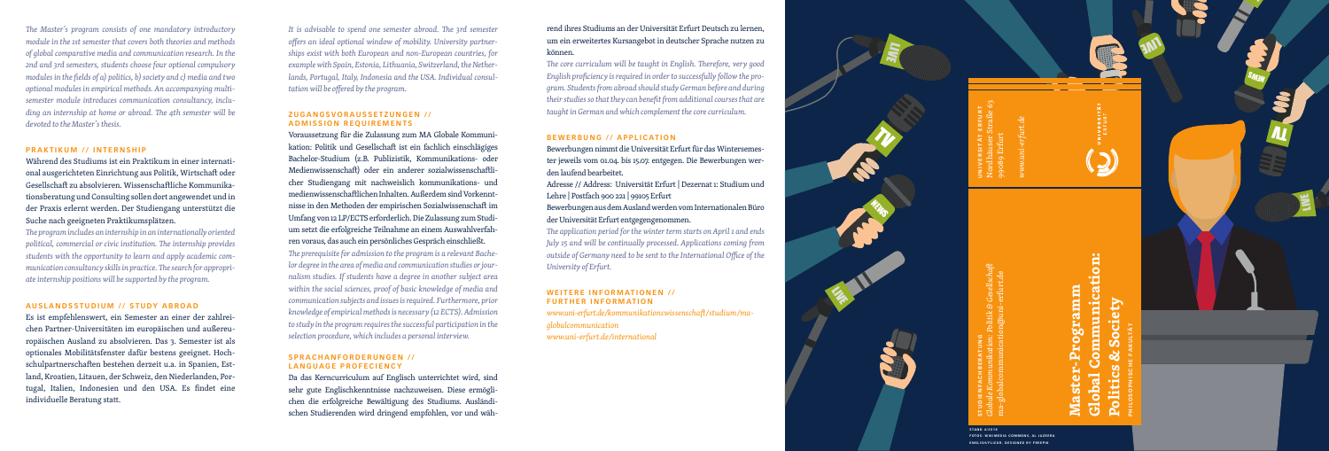*The Master's program consists of one mandatory introductory module in the 1st semester that covers both theories and methods of global comparative media and communication research. In the 2nd and 3rd semesters, students choose four optional compulsory modules in the fields of a) politics, b) society and c) media and two optional modules in empirical methods. An accompanying multi-semester module introduces communication consultancy, including an internship at home or abroad. The 4th semester will be devoted to the Master's thesis.*

## PRAKTIKUM // INTERNSHIP

Während des Studiums ist ein Praktikum in einer international ausgerichteten Einrichtung aus Politik, Wirtschaft oder Gesellschaft zu absolvieren. Wissenschaftliche Kommunikationsberatung und Consulting sollen dort angewendet und in der Praxis erlernt werden. Der Studiengang unterstützt die Suche nach geeigneten Praktikumsplätzen.

*The program includes an internship in an internationally oriented political, commercial or civic institution. The internship provides students with the opportunity to learn and apply academic communication consultancy skills in practice. The search for appropriate internship positions will be supported by the program.*

## AUSLANDSSTUDIUM // STUDY ABROAD

Es ist empfehlenswert, ein Semester an einer der zahlreichen Partner-Universitäten im europäischen und außereuropäischen Ausland zu absolvieren. Das 3. Semester ist als optionales Mobilitätsfenster dafür bestens geeignet. Hochschulpartnerschaften bestehen derzeit u.a. in Spanien, Estland, Kroatien, Litauen, der Schweiz, den Niederlanden, Portugal, Italien, Indonesien und den USA. Es findet eine individuelle Beratung statt.

*It is advisable to spend one semester abroad. The 3rd semester offers an ideal optional window of mobility. University partnerships exist with both European and non-European countries, for example with Spain, Estonia, Lithuania, Switzerland, the Netherlands, Portugal, Italy, Indonesia and the USA. Individual consultation will be offered by the program.*

## ZUGANGSVORAUSSETZUNGEN // ADMISSION REQUIREMENTS

Voraussetzung für die Zulassung zum MA Globale Kommunikation: Politik und Gesellschaft ist ein fachlich einschlägiges Bachelor-Studium (z.B. Publizistik, Kommunikations- oder Medienwissenschaft) oder ein anderer sozialwissenschaftlicher Studiengang mit nachweislich kommunikations- und medienwissenschaftlichen Inhalten. Außerdem sind Vorkenntnisse in den Methoden der empirischen Sozialwissenschaft im Umfang von 12 LP/ECTS erforderlich. Die Zulassung zum Studium setzt die erfolgreiche Teilnahme an einem Auswahlverfahren voraus, das auch ein persönliches Gespräch einschließt.

*The prerequisite for admission to the program is a relevant Bachelor degree in the area of media and communication studies or journalism studies. If students have a degree in another subject area within the social sciences, proof of basic knowledge of media and communication subjects and issues is required. Furthermore, prior knowledge of empirical methods is necessary (12 ECTS). Admission to study in the program requires the successful participation in the selection procedure, which includes a personal interview.*

## SPRACHANFORDERUNGEN // LANGUAGE PROFECIENCY

Da das Kerncurriculum auf Englisch unterrichtet wird, sind sehr gute Englischkenntnisse nachzuweisen. Diese ermöglichen die erfolgreiche Bewältigung des Studiums. Ausländischen Studierenden wird dringend empfohlen, vor und während ihres Studiums an der Universität Erfurt Deutsch zu lernen, um ein erweitertes Kursangebot in deutscher Sprache nutzen zu können.

*The core curriculum will be taught in English. Therefore, very good English proficiency is required in order to successfully follow the program. Students from abroad should study German before and during their studies so that they can benefit from additional courses that are taught in German and which complement the core curriculum.*

## BEWERBUNG // APPLICATION

Bewerbungen nimmt die Universität Erfurt für das Wintersemester jeweils vom 01.04. bis 15.07. entgegen. Die Bewerbungen werden laufend bearbeitet.

Adresse // Address: Universität Erfurt | Dezernat 1: Studium und Lehre | Postfach 900 221 | 99105 Erfurt

Bewerbungen aus dem Ausland werden vom Internationalen Büro der Universität Erfurt entgegengenommen.

*The application period for the winter term starts on April 1 and ends July 15 and will be continually processed. Applications coming from outside of Germany need to be sent to the International Office of the University of Erfurt.*

## WEITERE INFORMATIONEN // FURTHER INFORMATION

*www.uni-erfurt.de/kommunikationswissenschaft/studium/ma-globalcommunication*
*www.uni-erfurt.de/international*

**STUDIENFACHBERATUNG**
*Globale Kommunikation: Politik & Gesellschaft*
ma-globalcommunication@uni-erfurt.de

**UNIVERSITÄT ERFURT**
Nordhäuser Straße 63
99089 Erfurt
*www.uni-erfurt.de*

UNIVERSITÄT ERFURT

# Master-Programm Global Communication: Politics & Society

**PHILOSOPHISCHE FAKULTÄT**

STAND 4/2018
FOTOS: WIKIMEDIA COMMONS, AL JAZEERA ENGLISH/FLICKR, DESIGNED BY FREEPIK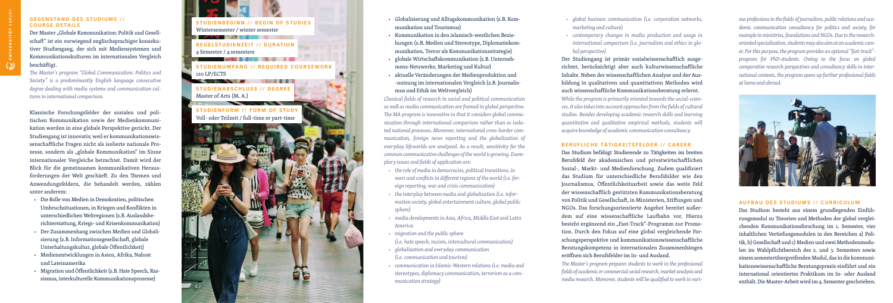## GEGENSTAND DES STUDIUMS // COURSE DETAILS

Der Master „Globale Kommunikation: Politik und Gesellschaft" ist ein vorwiegend englischsprachiger konsekutiver Studiengang, der sich mit Mediensystemen und Kommunikationskulturen im internationalen Vergleich beschäftigt.

*The Master's program "Global Communication: Politics and Society" is a predominantly English language consecutive degree dealing with media systems and communication cultures in international comparison.*

Klassische Forschungsfelder der sozialen und politischen Kommunikation sowie der Medienkommunikation werden in eine globale Perspektive gerückt. Der Studiengang ist innovativ, weil er kommunikationswissenschaftliche Fragen nicht als isolierte nationale Prozesse, sondern als „globale Kommunikation" im Sinne internationaler Vergleiche betrachtet. Damit wird der Blick für die gemeinsamen kommunikativen Herausforderungen der Welt geschärft. Zu den Themen und Anwendungsfeldern, die behandelt werden, zählen unter anderem:

- Die Rolle von Medien in Demokratien, politischen Umbruchsituationen, in Kriegen und Konflikten in unterschiedlichen Weltregionen (z.B. Auslandsberichterstattung, Kriegs- und Krisenkommunikation)
- Der Zusammenhang zwischen Medien und Globalisierung (z.B. Informationsgesellschaft, globale Unterhaltungskultur, globale Öffentlichkeit)
- Medienentwicklungen in Asien, Afrika, Nahost und Lateinamerika
- Migration und Öffentlichkeit (z.B. Hate Speech, Rassismus, interkulturelle Kommunikationsprozesse)
- Globalisierung und Alltagskommunikation (z.B. Kommunikation und Tourismus)
- Kommunikation in den islamisch-westlichen Beziehungen (z.B. Medien und Stereotype, Diplomatiekommunikation, Terror als Kommunikationsstrategie)
- globale Wirtschaftskommunikation (z.B. Unternehmens-Netzwerke, Marketing und Kultur)
- aktuelle Veränderungen der Medienproduktion und -nutzung im internationalen Vergleich (z.B. Journalismus und Ethik im Weltvergleich)

*Classical fields of research in social and political communication as well as media communication are framed in global perspective. The MA program is innovative in that it considers global communication through international comparison rather than as isolated national processes. Moreover, international cross-border communication, foreign news reporting and the globalization of everyday lifeworlds are analyzed. As a result, sensitivity for the common communicative challenges of the world is growing. Exemplary issues and fields of application are:*

- *the role of media in democracies, political transitions, in wars and conflicts in different regions of the world (i.e. foreign reporting, war and crisis communication)*
- *the interplay between media and globalization (i.e. information society, global entertainment culture, global public sphere)*
- *media developments in Asia, Africa, Middle East and Latin America*
- *migration and the public sphere (i.e. hate speech, racism, intercultural communication)*
- *globalization and everyday communication (i.e. communication and tourism)*
- *communication in Islamic-Western relations (i.e. media and stereotypes, diplomacy communication, terrorism as a communication strategy)*
- *global business communication (i.e. corporation networks, marketing and culture)*
- *contemporary changes in media production and usage in international comparison (i.e. journalism and ethics in global perspective)*

Der Studiengang ist primär sozialwissenschaftlich ausgerichtet, berücksichtigt aber auch kulturwissenschaftliche Inhalte. Neben der wissenschaftlichen Analyse und der Ausbildung in qualitativen und quantitativen Methoden wird auch wissenschaftliche Kommunikationsberatung erlernt.

*While the program is primarily oriented towards the social-sciences, it also takes into account approaches from the fields of cultural studies. Besides developing academic research skills and learning quantitative and qualitative empirical methods, students will acquire knowledge of academic communication consultancy.*

**STUDIENBEGINN // BEGIN OF STUDIES**
Wintersemester / winter semester

**REGELSTUDIENZEIT // DURATION**
4 Semester / 4 semesters

**STUDIENUMFANG // REQUIRED COURSEWORK**
120 LP/ECTS

**STUDIENABSCHLUSS // DEGREE**
Master of Arts (M. A.)

**STUDIENFORM // FORM OF STUDY**
Voll- oder Teilzeit / full-time or part-time

## BERUFLICHE TÄTIGKEITSFELDER // CAREER

Das Studium befähigt Studierende zu Tätigkeiten im breiten Berufsfeld der akademischen und privatwirtschaftlichen Sozial-, Markt- und Medienforschung. Zudem qualifiziert das Studium für unterschiedliche Berufsbilder wie den Journalismus, Öffentlichkeitsarbeit sowie das weite Feld der wissenschaftlich gestützten Kommunikationsberatung von Politik und Gesellschaft, in Ministerien, Stiftungen und NGOs. Das forschungsorientierte Angebot bereitet außerdem auf eine wissenschaftliche Laufbahn vor. Hierzu besteht ergänzend ein „Fast-Track"-Programm zur Promotion. Durch den Fokus auf eine global vergleichende Forschungsperspektive und kommunikationswissenschaftliche Beratungskompetenz in internationalen Zusammenhängen eröffnen sich Berufsfelder im In- und Ausland.

*The Master's program prepares students to work in the professional fields of academic or commercial social research, market analysis and media research. Moreover, students will be qualified to work in various professions in the fields of journalism, public relations and academic communication consultancy for politics and society, for example in ministries, foundations and NGOs. Due to the research-oriented specialization, students may also aim at an academic career. For this purpose, the program provides an optional "fast-track"-program for PhD-students. Owing to the focus on global comparative research perspectives and consultancy skills in international contexts, the program opens up further professional fields at home and abroad.*

## AUFBAU DES STUDIUMS // CURRICULUM

Das Studium besteht aus einem grundlegenden Einführungsmodul zu Theorien und Methoden der global vergleichenden Kommunikationsforschung im 1. Semester, vier inhaltlichen Vertiefungsmodulen in den Bereichen a) Politik, b) Gesellschaft und c) Medien und zwei Methodenmodulen im Wahlpflichtbereich des 2. und 3. Semesters sowie einem semesterübergreifenden Modul, das in die kommunikationswissenschaftliche Beratungspraxis einführt und ein international orientiertes Praktikum im In- oder Ausland enthält. Die Master-Arbeit wird im 4. Semester geschrieben.